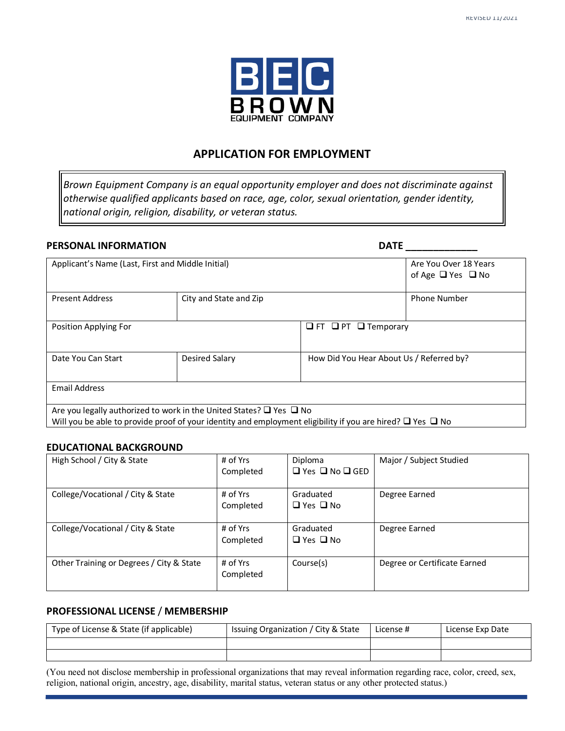**BEC**
**BROWN**
EQUIPMENT COMPANY

# APPLICATION FOR EMPLOYMENT

*Brown Equipment Company is an equal opportunity employer and does not discriminate against otherwise qualified applicants based on race, age, color, sexual orientation, gender identity, national origin, religion, disability, or veteran status.*

## PERSONAL INFORMATION

**DATE** ____________

| Applicant's Name (Last, First and Middle Initial) | | | Are You Over 18 Years of Age ❑ Yes ❑ No |
|---|---|---|---|
| Present Address | City and State and Zip | | Phone Number |
| Position Applying For | | ❑ FT ❑ PT ❑ Temporary | |
| Date You Can Start | Desired Salary | How Did You Hear About Us / Referred by? | |
| Email Address | | | |
| Are you legally authorized to work in the United States? ❑ Yes ❑ No<br>Will you be able to provide proof of your identity and employment eligibility if you are hired? ❑ Yes ❑ No | | | |

## EDUCATIONAL BACKGROUND

| High School / City & State | # of Yrs Completed | Diploma ❑ Yes ❑ No ❑ GED | Major / Subject Studied |
|---|---|---|---|
| College/Vocational / City & State | # of Yrs Completed | Graduated ❑ Yes ❑ No | Degree Earned |
| College/Vocational / City & State | # of Yrs Completed | Graduated ❑ Yes ❑ No | Degree Earned |
| Other Training or Degrees / City & State | # of Yrs Completed | Course(s) | Degree or Certificate Earned |

## PROFESSIONAL LICENSE / MEMBERSHIP

| Type of License & State (if applicable) | Issuing Organization / City & State | License # | License Exp Date |
|---|---|---|---|
| | | | |
| | | | |

(You need not disclose membership in professional organizations that may reveal information regarding race, color, creed, sex, religion, national origin, ancestry, age, disability, marital status, veteran status or any other protected status.)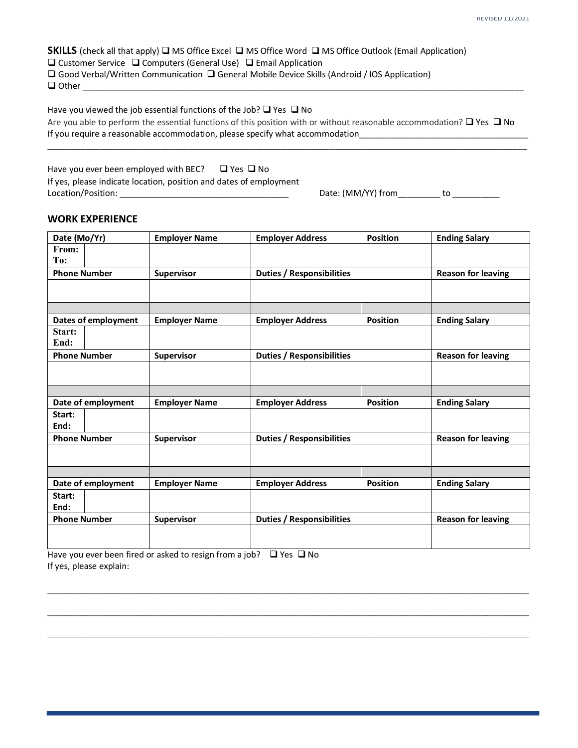**SKILLS** (check all that apply) ❑ MS Office Excel ❑ MS Office Word ❑ MS Office Outlook (Email Application)
❑ Customer Service ❑ Computers (General Use) ❑ Email Application
❑ Good Verbal/Written Communication ❑ General Mobile Device Skills (Android / IOS Application)
❑ Other ____________________________________________________________________________________

Have you viewed the job essential functions of the Job? ❑ Yes ❑ No
Are you able to perform the essential functions of this position with or without reasonable accommodation? ❑ Yes ❑ No
If you require a reasonable accommodation, please specify what accommodation___________________________________
______________________________________________________________________________________________

Have you ever been employed with BEC? ❑ Yes ❑ No
If yes, please indicate location, position and dates of employment
Location/Position: ___________________________________ Date: (MM/YY) from_________ to __________

## WORK EXPERIENCE

| Date (Mo/Yr) | Employer Name | Employer Address | Position | Ending Salary |
|---|---|---|---|---|
| From:<br>To: | | | | |
| **Phone Number** | **Supervisor** | **Duties / Responsibilities** | | **Reason for leaving** |
| | | | | |
| | | | | |
| **Dates of employment** | **Employer Name** | **Employer Address** | **Position** | **Ending Salary** |
| Start:<br>End: | | | | |
| **Phone Number** | **Supervisor** | **Duties / Responsibilities** | | **Reason for leaving** |
| | | | | |
| | | | | |
| **Date of employment** | **Employer Name** | **Employer Address** | **Position** | **Ending Salary** |
| Start:<br>End: | | | | |
| **Phone Number** | **Supervisor** | **Duties / Responsibilities** | | **Reason for leaving** |
| | | | | |
| | | | | |
| **Date of employment** | **Employer Name** | **Employer Address** | **Position** | **Ending Salary** |
| Start:<br>End: | | | | |
| **Phone Number** | **Supervisor** | **Duties / Responsibilities** | | **Reason for leaving** |
| | | | | |

Have you ever been fired or asked to resign from a job? ❑ Yes ❑ No
If yes, please explain:

______________________________________________________________________________________________

______________________________________________________________________________________________

______________________________________________________________________________________________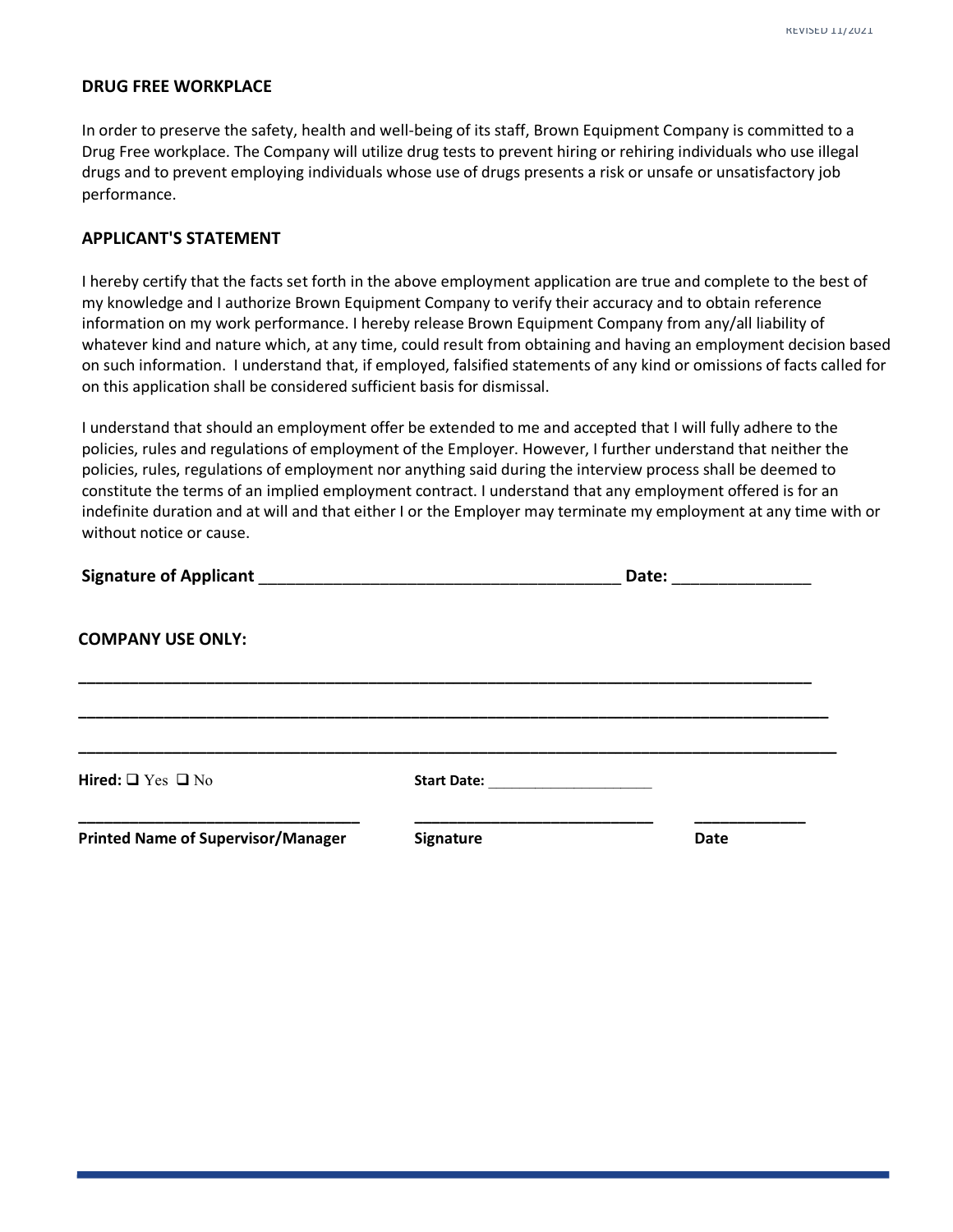## DRUG FREE WORKPLACE

In order to preserve the safety, health and well-being of its staff, Brown Equipment Company is committed to a Drug Free workplace. The Company will utilize drug tests to prevent hiring or rehiring individuals who use illegal drugs and to prevent employing individuals whose use of drugs presents a risk or unsafe or unsatisfactory job performance.

## APPLICANT'S STATEMENT

I hereby certify that the facts set forth in the above employment application are true and complete to the best of my knowledge and I authorize Brown Equipment Company to verify their accuracy and to obtain reference information on my work performance. I hereby release Brown Equipment Company from any/all liability of whatever kind and nature which, at any time, could result from obtaining and having an employment decision based on such information. I understand that, if employed, falsified statements of any kind or omissions of facts called for on this application shall be considered sufficient basis for dismissal.

I understand that should an employment offer be extended to me and accepted that I will fully adhere to the policies, rules and regulations of employment of the Employer. However, I further understand that neither the policies, rules, regulations of employment nor anything said during the interview process shall be deemed to constitute the terms of an implied employment contract. I understand that any employment offered is for an indefinite duration and at will and that either I or the Employer may terminate my employment at any time with or without notice or cause.

**Signature of Applicant** ________________________________________ **Date:** _______________

## COMPANY USE ONLY:

________________________________________________________________________________

________________________________________________________________________________

________________________________________________________________________________

**Hired:** ❑ Yes ❑ No  **Start Date:** ____________________

________________________________  ___________________________  ____________

**Printed Name of Supervisor/Manager**  **Signature**  **Date**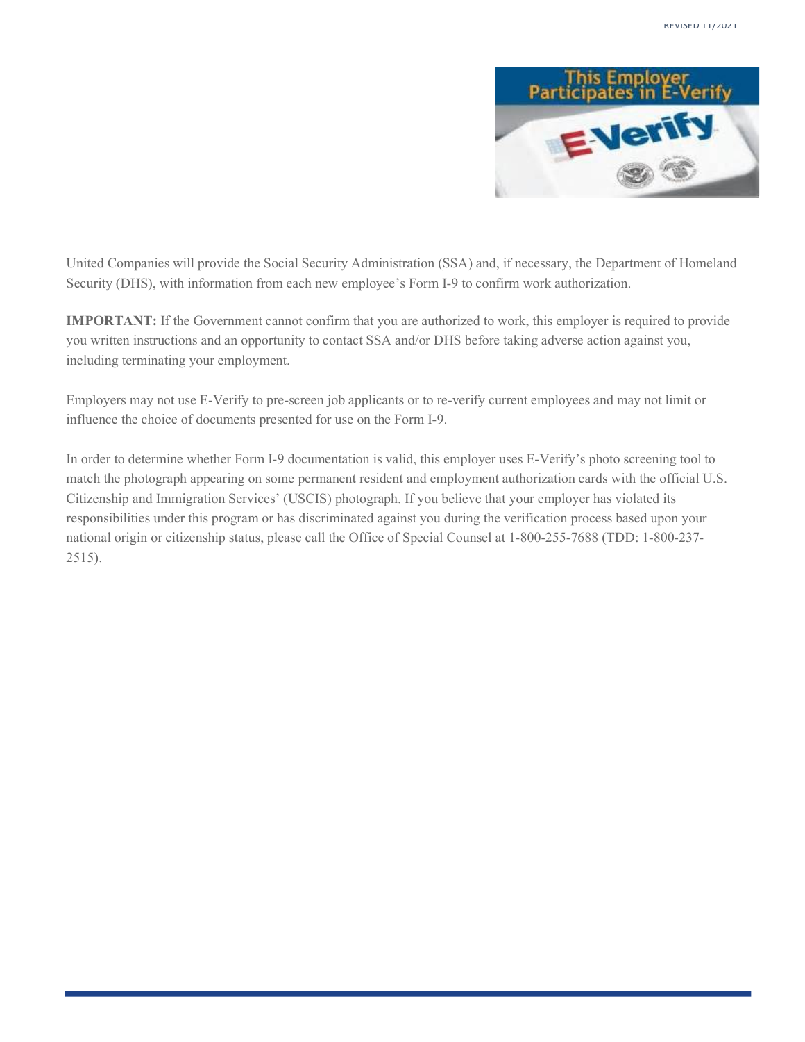United Companies will provide the Social Security Administration (SSA) and, if necessary, the Department of Homeland Security (DHS), with information from each new employee's Form I-9 to confirm work authorization.

**IMPORTANT:** If the Government cannot confirm that you are authorized to work, this employer is required to provide you written instructions and an opportunity to contact SSA and/or DHS before taking adverse action against you, including terminating your employment.

Employers may not use E-Verify to pre-screen job applicants or to re-verify current employees and may not limit or influence the choice of documents presented for use on the Form I-9.

In order to determine whether Form I-9 documentation is valid, this employer uses E-Verify's photo screening tool to match the photograph appearing on some permanent resident and employment authorization cards with the official U.S. Citizenship and Immigration Services' (USCIS) photograph. If you believe that your employer has violated its responsibilities under this program or has discriminated against you during the verification process based upon your national origin or citizenship status, please call the Office of Special Counsel at 1-800-255-7688 (TDD: 1-800-237-2515).